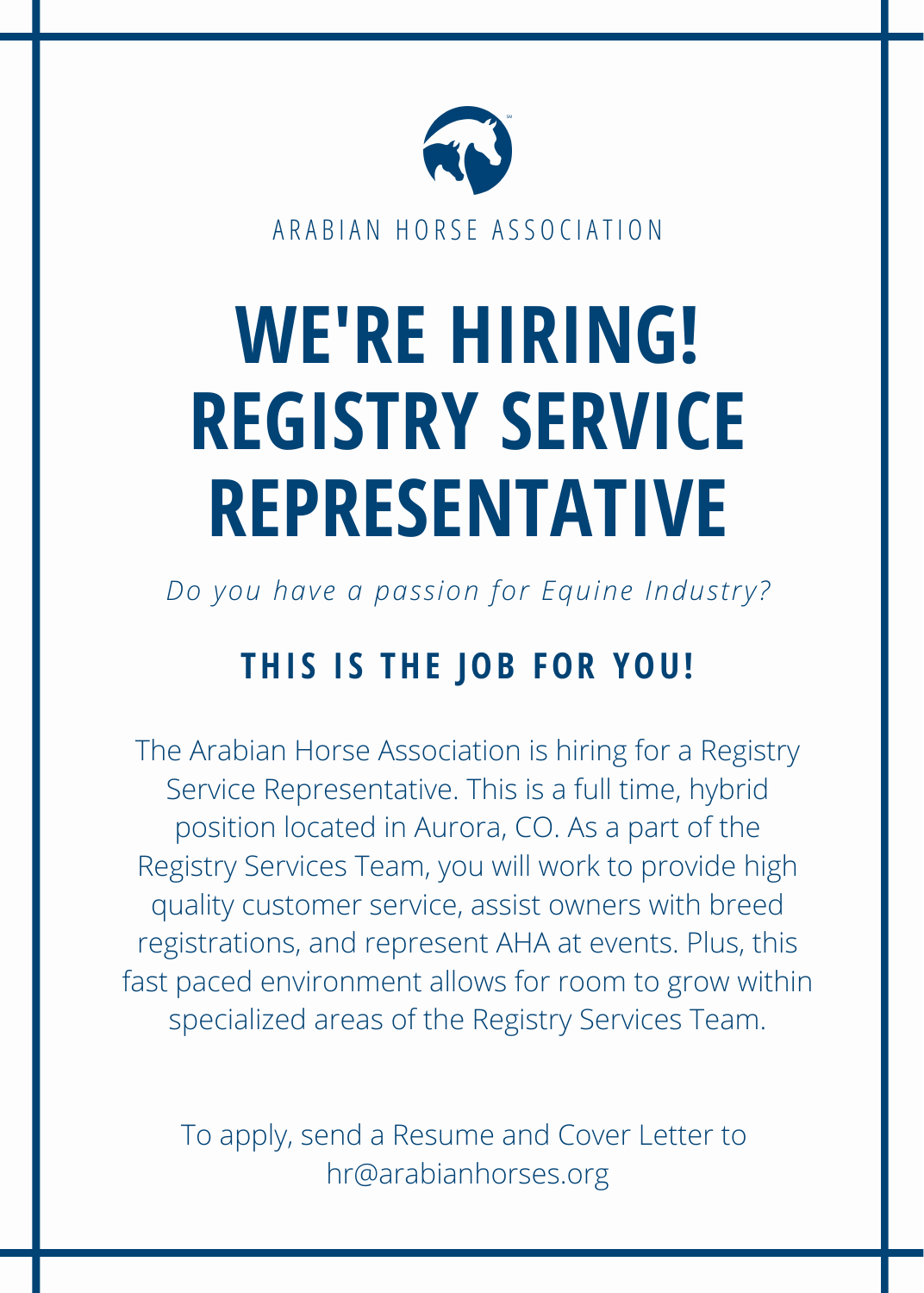ARABIAN HORSE ASSOCIATION

# WE'RE HIRING! REGISTRY SERVICE REPRESENTATIVE

*Do you have a passion for Equine Industry?*

## THIS IS THE JOB FOR YOU!

The Arabian Horse Association is hiring for a Registry Service Representative. This is a full time, hybrid position located in Aurora, CO. As a part of the Registry Services Team, you will work to provide high quality customer service, assist owners with breed registrations, and represent AHA at events. Plus, this fast paced environment allows for room to grow within specialized areas of the Registry Services Team.

To apply, send a Resume and Cover Letter to hr@arabianhorses.org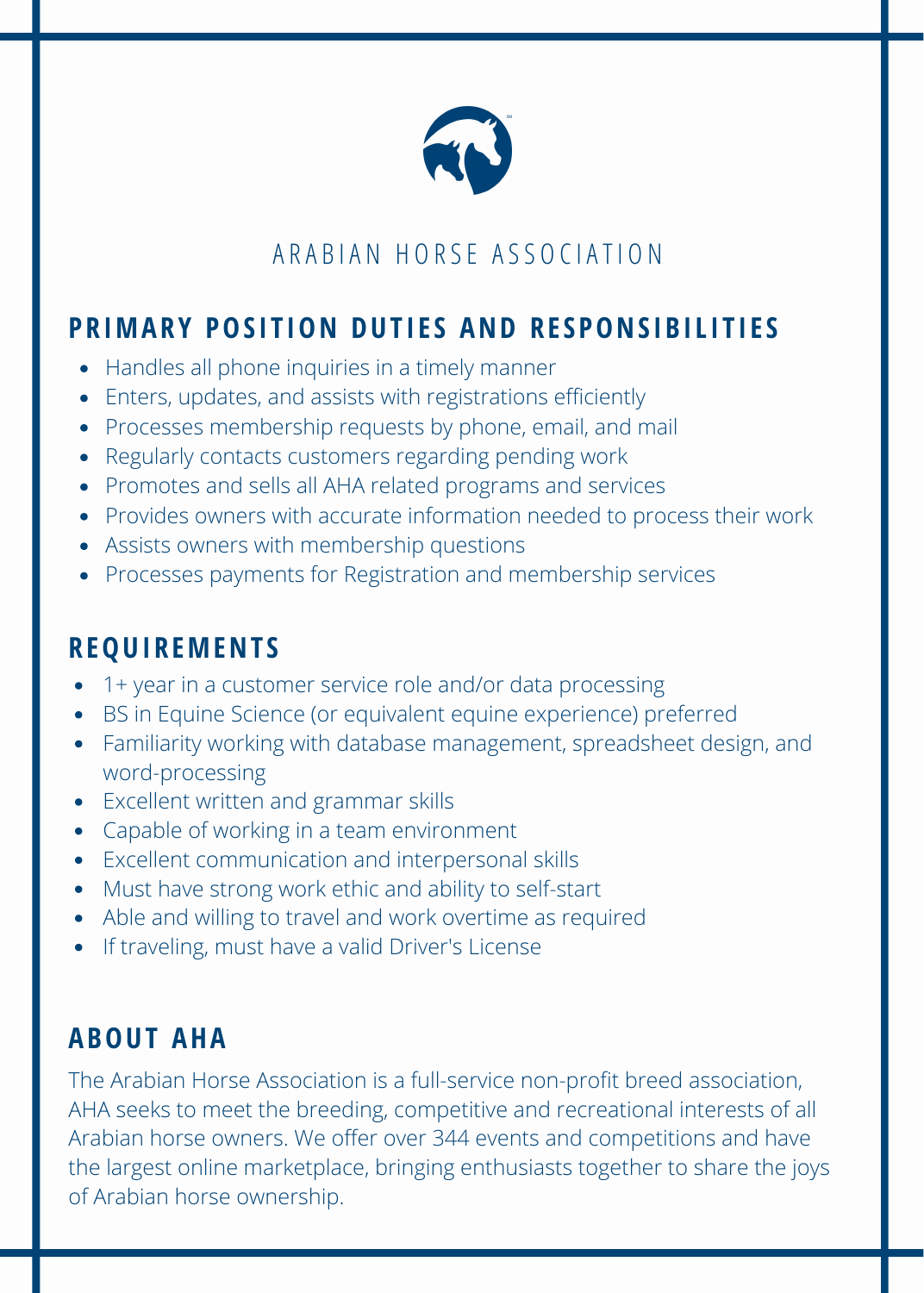ARABIAN HORSE ASSOCIATION

## PRIMARY POSITION DUTIES AND RESPONSIBILITIES

- Handles all phone inquiries in a timely manner
- Enters, updates, and assists with registrations efficiently
- Processes membership requests by phone, email, and mail
- Regularly contacts customers regarding pending work
- Promotes and sells all AHA related programs and services
- Provides owners with accurate information needed to process their work
- Assists owners with membership questions
- Processes payments for Registration and membership services

## REQUIREMENTS

- 1+ year in a customer service role and/or data processing
- BS in Equine Science (or equivalent equine experience) preferred
- Familiarity working with database management, spreadsheet design, and word-processing
- Excellent written and grammar skills
- Capable of working in a team environment
- Excellent communication and interpersonal skills
- Must have strong work ethic and ability to self-start
- Able and willing to travel and work overtime as required
- If traveling, must have a valid Driver's License

## ABOUT AHA

The Arabian Horse Association is a full-service non-profit breed association, AHA seeks to meet the breeding, competitive and recreational interests of all Arabian horse owners. We offer over 344 events and competitions and have the largest online marketplace, bringing enthusiasts together to share the joys of Arabian horse ownership.